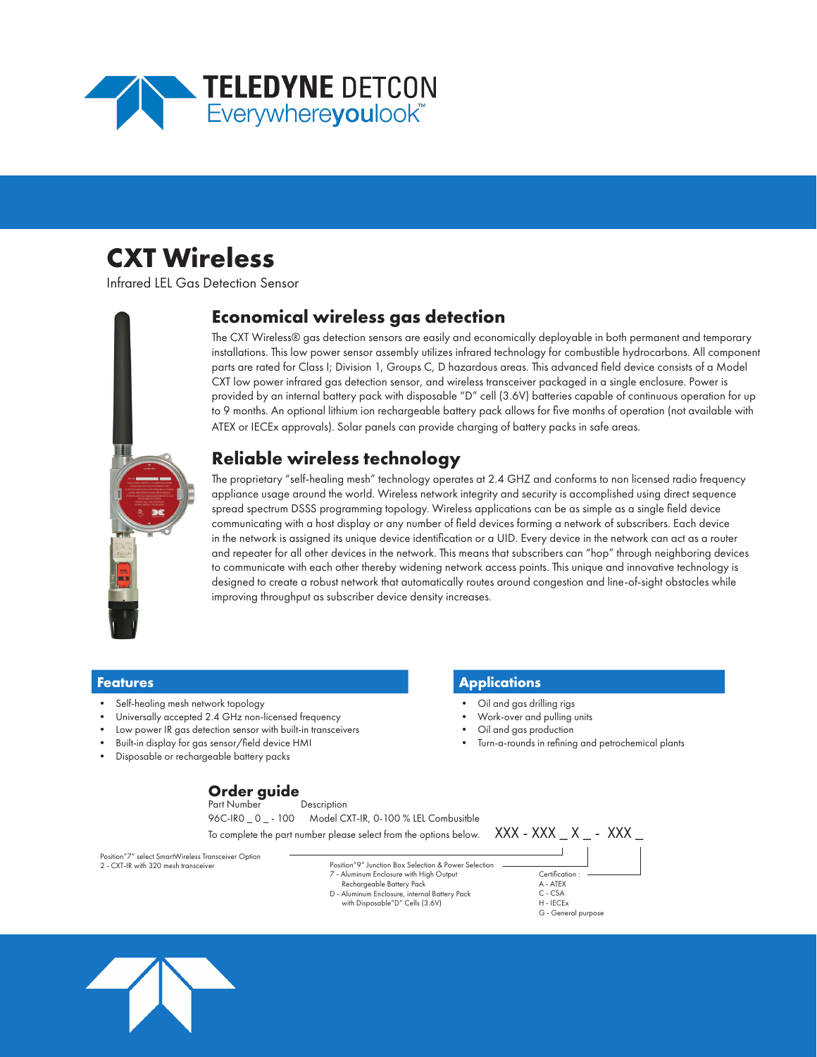TELEDYNE DETCON
Everywhereyoulook™

# CXT Wireless

Infrared LEL Gas Detection Sensor

## Economical wireless gas detection

The CXT Wireless® gas detection sensors are easily and economically deployable in both permanent and temporary installations. This low power sensor assembly utilizes infrared technology for combustible hydrocarbons. All component parts are rated for Class I; Division 1, Groups C, D hazardous areas. This advanced field device consists of a Model CXT low power infrared gas detection sensor, and wireless transceiver packaged in a single enclosure. Power is provided by an internal battery pack with disposable "D" cell (3.6V) batteries capable of continuous operation for up to 9 months. An optional lithium ion rechargeable battery pack allows for five months of operation (not available with ATEX or IECEx approvals). Solar panels can provide charging of battery packs in safe areas.

## Reliable wireless technology

The proprietary "self-healing mesh" technology operates at 2.4 GHZ and conforms to non licensed radio frequency appliance usage around the world. Wireless network integrity and security is accomplished using direct sequence spread spectrum DSSS programming topology. Wireless applications can be as simple as a single field device communicating with a host display or any number of field devices forming a network of subscribers. Each device in the network is assigned its unique device identification or a UID. Every device in the network can act as a router and repeater for all other devices in the network. This means that subscribers can "hop" through neighboring devices to communicate with each other thereby widening network access points. This unique and innovative technology is designed to create a robust network that automatically routes around congestion and line-of-sight obstacles while improving throughput as subscriber device density increases.

## Features

- Self-healing mesh network topology
- Universally accepted 2.4 GHz non-licensed frequency
- Low power IR gas detection sensor with built-in transceivers
- Built-in display for gas sensor/field device HMI
- Disposable or rechargeable battery packs

## Applications

- Oil and gas drilling rigs
- Work-over and pulling units
- Oil and gas production
- Turn-a-rounds in refining and petrochemical plants

## Order guide

| Part Number | Description |
|---|---|
| 96C-IR0 _ 0 _ - 100 | Model CXT-IR, 0-100 % LEL Combusitble |

To complete the part number please select from the options below. XXX - XXX _ X _ - XXX _

Position"7" select SmartWireless Transceiver Option
2 - CXT-IR with 320 mesh transceiver

Position"9" Junction Box Selection & Power Selection
7 - Aluminum Enclosure with High Output Rechargeable Battery Pack
D - Aluminum Enclosure, internal Battery Pack with Disposable"D" Cells (3.6V)

Certification :
A - ATEX
C - CSA
H - IECEx
G - General purpose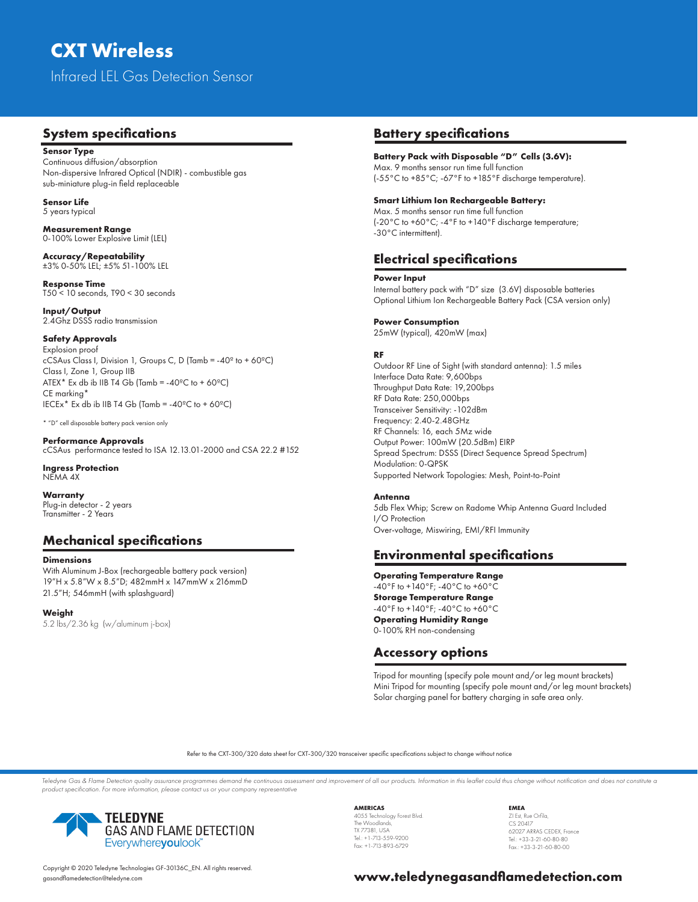# CXT Wireless

Infrared LEL Gas Detection Sensor

## System specifications

**Sensor Type**
Continuous diffusion/absorption
Non-dispersive Infrared Optical (NDIR) - combustible gas
sub-miniature plug-in field replaceable

**Sensor Life**
5 years typical

**Measurement Range**
0-100% Lower Explosive Limit (LEL)

**Accuracy/Repeatability**
±3% 0-50% LEL; ±5% 51-100% LEL

**Response Time**
T50 < 10 seconds, T90 < 30 seconds

**Input/Output**
2.4Ghz DSSS radio transmission

**Safety Approvals**
Explosion proof
cCSAus Class I, Division 1, Groups C, D (Tamb = -40º to + 60ºC)
Class I, Zone 1, Group IIB
ATEX* Ex db ib IIB T4 Gb (Tamb = -40ºC to + 60ºC)
CE marking*
IECEx* Ex db ib IIB T4 Gb (Tamb = -40ºC to + 60ºC)

* "D" cell disposable battery pack version only

**Performance Approvals**
cCSAus performance tested to ISA 12.13.01-2000 and CSA 22.2 #152

**Ingress Protection**
NEMA 4X

**Warranty**
Plug-in detector - 2 years
Transmitter - 2 Years

## Mechanical specifications

**Dimensions**
With Aluminum J-Box (rechargeable battery pack version)
19"H x 5.8"W x 8.5"D; 482mmH x 147mmW x 216mmD
21.5"H; 546mmH (with splashguard)

**Weight**
5.2 lbs/2.36 kg (w/aluminum j-box)

## Battery specifications

**Battery Pack with Disposable "D" Cells (3.6V):**
Max. 9 months sensor run time full function
(-55°C to +85°C; -67°F to +185°F discharge temperature).

**Smart Lithium Ion Rechargeable Battery:**
Max. 5 months sensor run time full function
(-20°C to +60°C; -4°F to +140°F discharge temperature;
-30°C intermittent).

## Electrical specifications

**Power Input**
Internal battery pack with "D" size (3.6V) disposable batteries
Optional Lithium Ion Rechargeable Battery Pack (CSA version only)

**Power Consumption**
25mW (typical), 420mW (max)

**RF**
Outdoor RF Line of Sight (with standard antenna): 1.5 miles
Interface Data Rate: 9,600bps
Throughput Data Rate: 19,200bps
RF Data Rate: 250,000bps
Transceiver Sensitivity: -102dBm
Frequency: 2.40-2.48GHz
RF Channels: 16, each 5Mz wide
Output Power: 100mW (20.5dBm) EIRP
Spread Spectrum: DSSS (Direct Sequence Spread Spectrum)
Modulation: 0-QPSK
Supported Network Topologies: Mesh, Point-to-Point

**Antenna**
5db Flex Whip; Screw on Radome Whip Antenna Guard Included
I/O Protection
Over-voltage, Miswiring, EMI/RFI Immunity

## Environmental specifications

**Operating Temperature Range**
-40°F to +140°F; -40°C to +60°C
**Storage Temperature Range**
-40°F to +140°F; -40°C to +60°C
**Operating Humidity Range**
0-100% RH non-condensing

## Accessory options

Tripod for mounting (specify pole mount and/or leg mount brackets)
Mini Tripod for mounting (specify pole mount and/or leg mount brackets)
Solar charging panel for battery charging in safe area only.

Refer to the CXT-300/320 data sheet for CXT-300/320 transceiver specific specifications subject to change without notice

*Teledyne Gas & Flame Detection quality assurance programmes demand the continuous assessment and improvement of all our products. Information in this leaflet could thus change without notification and does not constitute a product specification. For more information, please contact us or your company representative*

TELEDYNE GAS AND FLAME DETECTION
Everywhereyoulook™

**AMERICAS**
4055 Technology Forest Blvd.
The Woodlands,
TX 77381, USA
Tel.: +1-713-559-9200
Fax: +1-713-893-6729

**EMEA**
ZI Est, Rue Orfila,
CS 20417
62027 ARRAS CEDEX, France
Tel.: +33-3-21-60-80-80
Fax.: +33-3-21-60-80-00

Copyright © 2020 Teledyne Technologies GF-30136C_EN. All rights reserved.
gasandflamedetection@teledyne.com

**www.teledynegasandflamedetection.com**